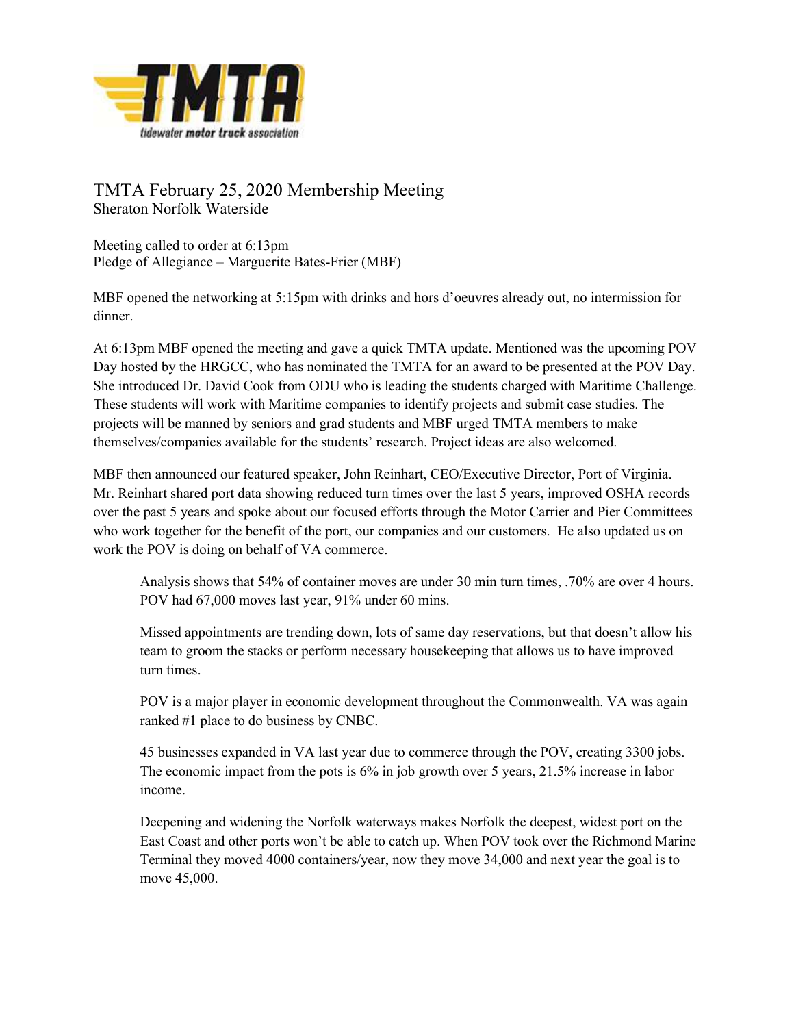# TMTA February 25, 2020 Membership Meeting

Sheraton Norfolk Waterside

Meeting called to order at 6:13pm
Pledge of Allegiance – Marguerite Bates-Frier (MBF)

MBF opened the networking at 5:15pm with drinks and hors d'oeuvres already out, no intermission for dinner.

At 6:13pm MBF opened the meeting and gave a quick TMTA update. Mentioned was the upcoming POV Day hosted by the HRGCC, who has nominated the TMTA for an award to be presented at the POV Day. She introduced Dr. David Cook from ODU who is leading the students charged with Maritime Challenge. These students will work with Maritime companies to identify projects and submit case studies. The projects will be manned by seniors and grad students and MBF urged TMTA members to make themselves/companies available for the students' research. Project ideas are also welcomed.

MBF then announced our featured speaker, John Reinhart, CEO/Executive Director, Port of Virginia. Mr. Reinhart shared port data showing reduced turn times over the last 5 years, improved OSHA records over the past 5 years and spoke about our focused efforts through the Motor Carrier and Pier Committees who work together for the benefit of the port, our companies and our customers. He also updated us on work the POV is doing on behalf of VA commerce.

> Analysis shows that 54% of container moves are under 30 min turn times, .70% are over 4 hours. POV had 67,000 moves last year, 91% under 60 mins.
>
> Missed appointments are trending down, lots of same day reservations, but that doesn't allow his team to groom the stacks or perform necessary housekeeping that allows us to have improved turn times.
>
> POV is a major player in economic development throughout the Commonwealth. VA was again ranked #1 place to do business by CNBC.
>
> 45 businesses expanded in VA last year due to commerce through the POV, creating 3300 jobs. The economic impact from the pots is 6% in job growth over 5 years, 21.5% increase in labor income.
>
> Deepening and widening the Norfolk waterways makes Norfolk the deepest, widest port on the East Coast and other ports won't be able to catch up. When POV took over the Richmond Marine Terminal they moved 4000 containers/year, now they move 34,000 and next year the goal is to move 45,000.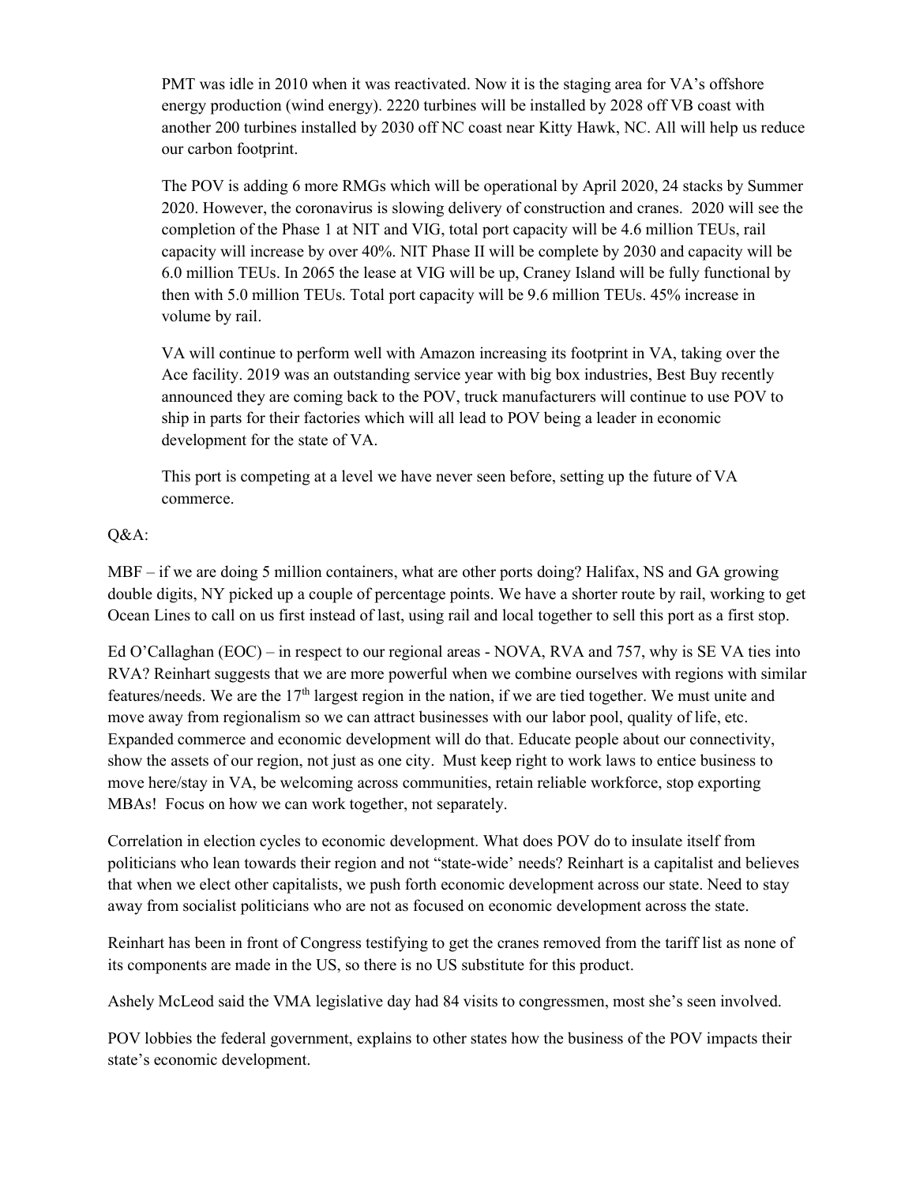PMT was idle in 2010 when it was reactivated. Now it is the staging area for VA's offshore energy production (wind energy). 2220 turbines will be installed by 2028 off VB coast with another 200 turbines installed by 2030 off NC coast near Kitty Hawk, NC. All will help us reduce our carbon footprint.

The POV is adding 6 more RMGs which will be operational by April 2020, 24 stacks by Summer 2020. However, the coronavirus is slowing delivery of construction and cranes. 2020 will see the completion of the Phase 1 at NIT and VIG, total port capacity will be 4.6 million TEUs, rail capacity will increase by over 40%. NIT Phase II will be complete by 2030 and capacity will be 6.0 million TEUs. In 2065 the lease at VIG will be up, Craney Island will be fully functional by then with 5.0 million TEUs. Total port capacity will be 9.6 million TEUs. 45% increase in volume by rail.

VA will continue to perform well with Amazon increasing its footprint in VA, taking over the Ace facility. 2019 was an outstanding service year with big box industries, Best Buy recently announced they are coming back to the POV, truck manufacturers will continue to use POV to ship in parts for their factories which will all lead to POV being a leader in economic development for the state of VA.

This port is competing at a level we have never seen before, setting up the future of VA commerce.

Q&A:

MBF – if we are doing 5 million containers, what are other ports doing? Halifax, NS and GA growing double digits, NY picked up a couple of percentage points. We have a shorter route by rail, working to get Ocean Lines to call on us first instead of last, using rail and local together to sell this port as a first stop.

Ed O'Callaghan (EOC) – in respect to our regional areas - NOVA, RVA and 757, why is SE VA ties into RVA? Reinhart suggests that we are more powerful when we combine ourselves with regions with similar features/needs. We are the 17th largest region in the nation, if we are tied together. We must unite and move away from regionalism so we can attract businesses with our labor pool, quality of life, etc. Expanded commerce and economic development will do that. Educate people about our connectivity, show the assets of our region, not just as one city. Must keep right to work laws to entice business to move here/stay in VA, be welcoming across communities, retain reliable workforce, stop exporting MBAs! Focus on how we can work together, not separately.

Correlation in election cycles to economic development. What does POV do to insulate itself from politicians who lean towards their region and not "state-wide' needs? Reinhart is a capitalist and believes that when we elect other capitalists, we push forth economic development across our state. Need to stay away from socialist politicians who are not as focused on economic development across the state.

Reinhart has been in front of Congress testifying to get the cranes removed from the tariff list as none of its components are made in the US, so there is no US substitute for this product.

Ashely McLeod said the VMA legislative day had 84 visits to congressmen, most she's seen involved.

POV lobbies the federal government, explains to other states how the business of the POV impacts their state's economic development.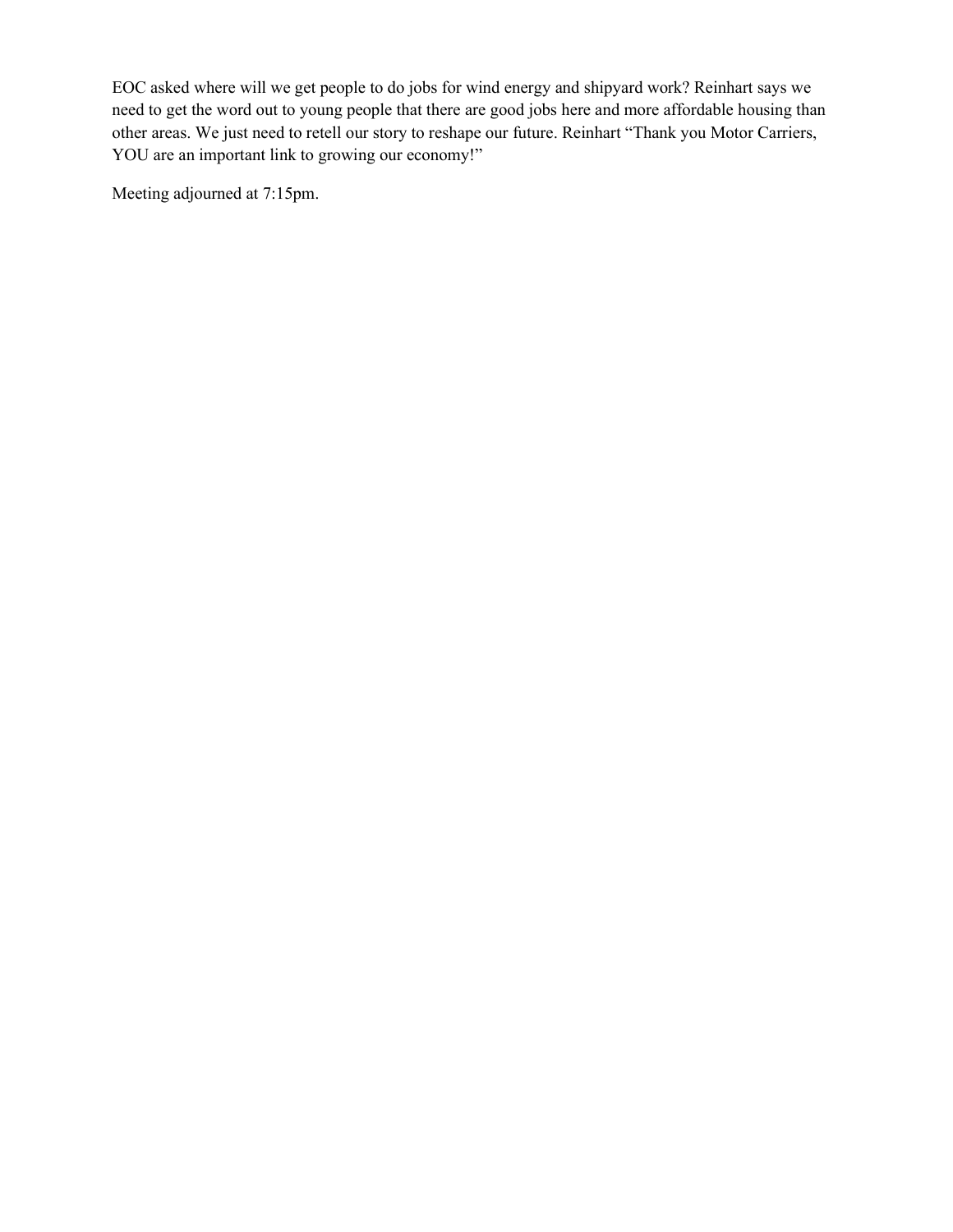EOC asked where will we get people to do jobs for wind energy and shipyard work? Reinhart says we need to get the word out to young people that there are good jobs here and more affordable housing than other areas. We just need to retell our story to reshape our future. Reinhart "Thank you Motor Carriers, YOU are an important link to growing our economy!"

Meeting adjourned at 7:15pm.